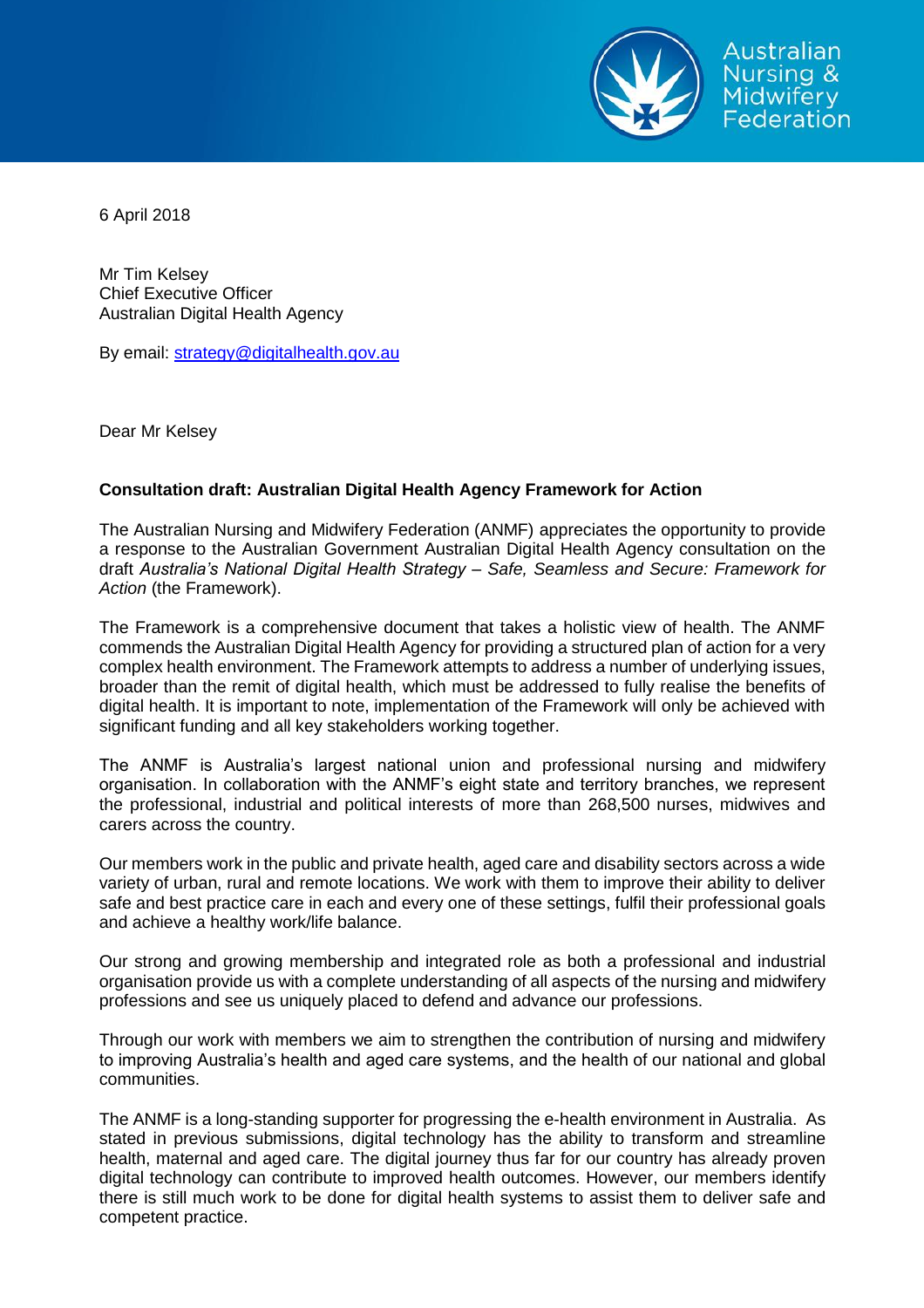Australian Nursing & Midwifery Federation

6 April 2018

Mr Tim Kelsey
Chief Executive Officer
Australian Digital Health Agency

By email: strategy@digitalhealth.gov.au

Dear Mr Kelsey

**Consultation draft: Australian Digital Health Agency Framework for Action**

The Australian Nursing and Midwifery Federation (ANMF) appreciates the opportunity to provide a response to the Australian Government Australian Digital Health Agency consultation on the draft *Australia's National Digital Health Strategy – Safe, Seamless and Secure: Framework for Action* (the Framework).

The Framework is a comprehensive document that takes a holistic view of health. The ANMF commends the Australian Digital Health Agency for providing a structured plan of action for a very complex health environment. The Framework attempts to address a number of underlying issues, broader than the remit of digital health, which must be addressed to fully realise the benefits of digital health. It is important to note, implementation of the Framework will only be achieved with significant funding and all key stakeholders working together.

The ANMF is Australia's largest national union and professional nursing and midwifery organisation. In collaboration with the ANMF's eight state and territory branches, we represent the professional, industrial and political interests of more than 268,500 nurses, midwives and carers across the country.

Our members work in the public and private health, aged care and disability sectors across a wide variety of urban, rural and remote locations. We work with them to improve their ability to deliver safe and best practice care in each and every one of these settings, fulfil their professional goals and achieve a healthy work/life balance.

Our strong and growing membership and integrated role as both a professional and industrial organisation provide us with a complete understanding of all aspects of the nursing and midwifery professions and see us uniquely placed to defend and advance our professions.

Through our work with members we aim to strengthen the contribution of nursing and midwifery to improving Australia's health and aged care systems, and the health of our national and global communities.

The ANMF is a long-standing supporter for progressing the e-health environment in Australia. As stated in previous submissions, digital technology has the ability to transform and streamline health, maternal and aged care. The digital journey thus far for our country has already proven digital technology can contribute to improved health outcomes. However, our members identify there is still much work to be done for digital health systems to assist them to deliver safe and competent practice.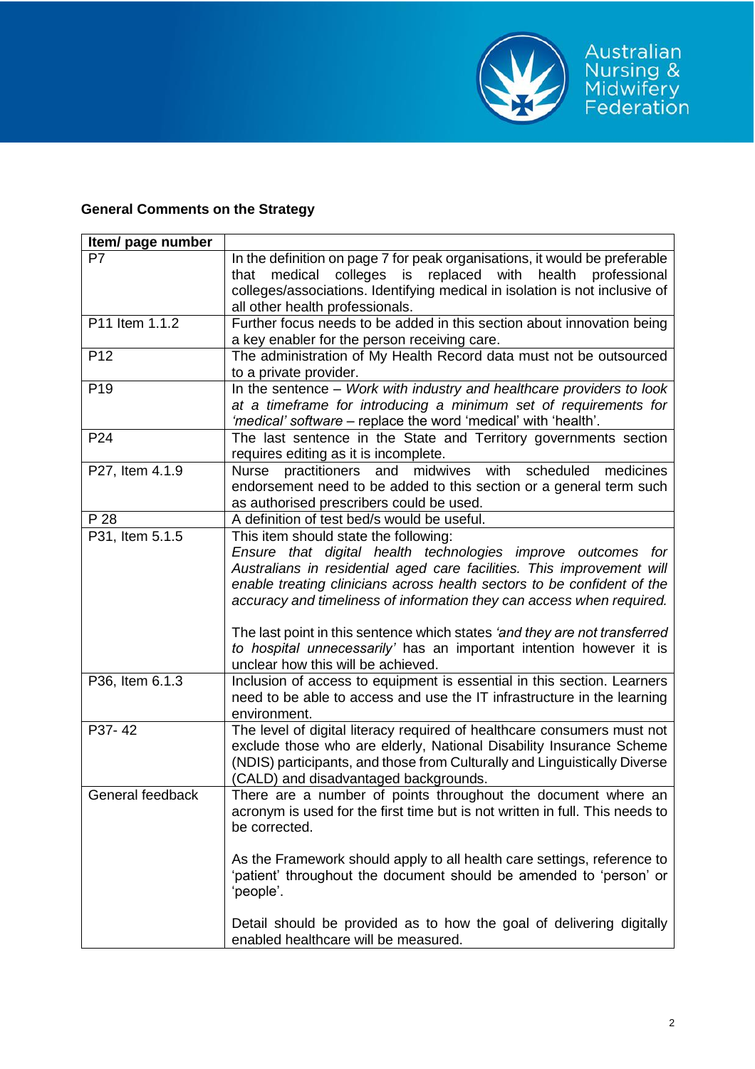**General Comments on the Strategy**

| Item/ page number | |
|---|---|
| P7 | In the definition on page 7 for peak organisations, it would be preferable that medical colleges is replaced with health professional colleges/associations. Identifying medical in isolation is not inclusive of all other health professionals. |
| P11 Item 1.1.2 | Further focus needs to be added in this section about innovation being a key enabler for the person receiving care. |
| P12 | The administration of My Health Record data must not be outsourced to a private provider. |
| P19 | In the sentence – *Work with industry and healthcare providers to look at a timeframe for introducing a minimum set of requirements for 'medical' software* – replace the word 'medical' with 'health'. |
| P24 | The last sentence in the State and Territory governments section requires editing as it is incomplete. |
| P27, Item 4.1.9 | Nurse practitioners and midwives with scheduled medicines endorsement need to be added to this section or a general term such as authorised prescribers could be used. |
| P 28 | A definition of test bed/s would be useful. |
| P31, Item 5.1.5 | This item should state the following:<br>*Ensure that digital health technologies improve outcomes for Australians in residential aged care facilities. This improvement will enable treating clinicians across health sectors to be confident of the accuracy and timeliness of information they can access when required.*<br><br>The last point in this sentence which states *'and they are not transferred to hospital unnecessarily'* has an important intention however it is unclear how this will be achieved. |
| P36, Item 6.1.3 | Inclusion of access to equipment is essential in this section. Learners need to be able to access and use the IT infrastructure in the learning environment. |
| P37- 42 | The level of digital literacy required of healthcare consumers must not exclude those who are elderly, National Disability Insurance Scheme (NDIS) participants, and those from Culturally and Linguistically Diverse (CALD) and disadvantaged backgrounds. |
| General feedback | There are a number of points throughout the document where an acronym is used for the first time but is not written in full. This needs to be corrected.<br><br>As the Framework should apply to all health care settings, reference to 'patient' throughout the document should be amended to 'person' or 'people'.<br><br>Detail should be provided as to how the goal of delivering digitally enabled healthcare will be measured. |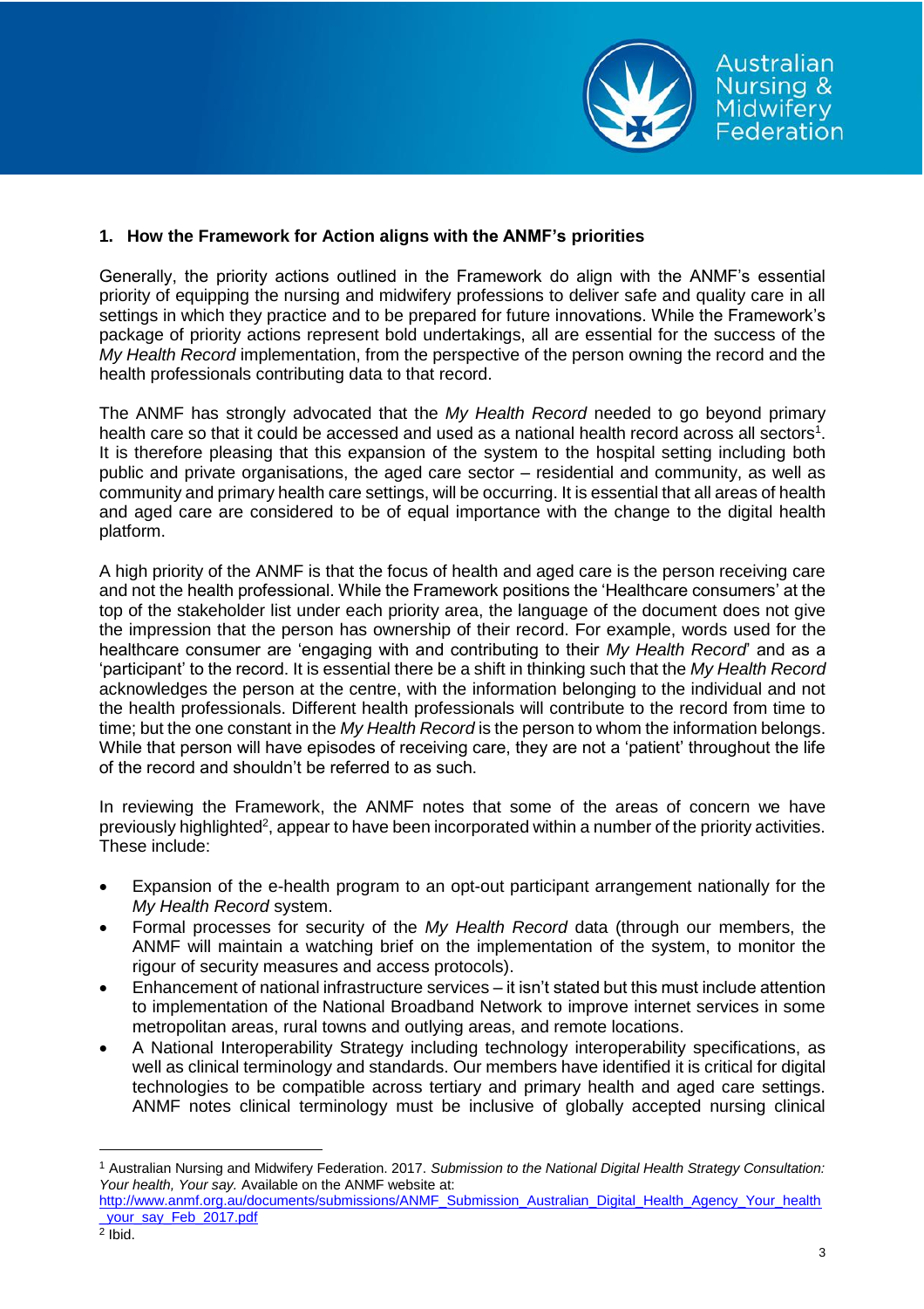## 1. How the Framework for Action aligns with the ANMF's priorities

Generally, the priority actions outlined in the Framework do align with the ANMF's essential priority of equipping the nursing and midwifery professions to deliver safe and quality care in all settings in which they practice and to be prepared for future innovations. While the Framework's package of priority actions represent bold undertakings, all are essential for the success of the *My Health Record* implementation, from the perspective of the person owning the record and the health professionals contributing data to that record.

The ANMF has strongly advocated that the *My Health Record* needed to go beyond primary health care so that it could be accessed and used as a national health record across all sectors[1]. It is therefore pleasing that this expansion of the system to the hospital setting including both public and private organisations, the aged care sector – residential and community, as well as community and primary health care settings, will be occurring. It is essential that all areas of health and aged care are considered to be of equal importance with the change to the digital health platform.

A high priority of the ANMF is that the focus of health and aged care is the person receiving care and not the health professional. While the Framework positions the 'Healthcare consumers' at the top of the stakeholder list under each priority area, the language of the document does not give the impression that the person has ownership of their record. For example, words used for the healthcare consumer are 'engaging with and contributing to their *My Health Record*' and as a 'participant' to the record. It is essential there be a shift in thinking such that the *My Health Record* acknowledges the person at the centre, with the information belonging to the individual and not the health professionals. Different health professionals will contribute to the record from time to time; but the one constant in the *My Health Record* is the person to whom the information belongs. While that person will have episodes of receiving care, they are not a 'patient' throughout the life of the record and shouldn't be referred to as such.

In reviewing the Framework, the ANMF notes that some of the areas of concern we have previously highlighted[2], appear to have been incorporated within a number of the priority activities. These include:

- Expansion of the e-health program to an opt-out participant arrangement nationally for the *My Health Record* system.
- Formal processes for security of the *My Health Record* data (through our members, the ANMF will maintain a watching brief on the implementation of the system, to monitor the rigour of security measures and access protocols).
- Enhancement of national infrastructure services – it isn't stated but this must include attention to implementation of the National Broadband Network to improve internet services in some metropolitan areas, rural towns and outlying areas, and remote locations.
- A National Interoperability Strategy including technology interoperability specifications, as well as clinical terminology and standards. Our members have identified it is critical for digital technologies to be compatible across tertiary and primary health and aged care settings. ANMF notes clinical terminology must be inclusive of globally accepted nursing clinical

---

[1] Australian Nursing and Midwifery Federation. 2017. *Submission to the National Digital Health Strategy Consultation: Your health, Your say.* Available on the ANMF website at: http://www.anmf.org.au/documents/submissions/ANMF_Submission_Australian_Digital_Health_Agency_Your_health_your_say_Feb_2017.pdf

[2] Ibid.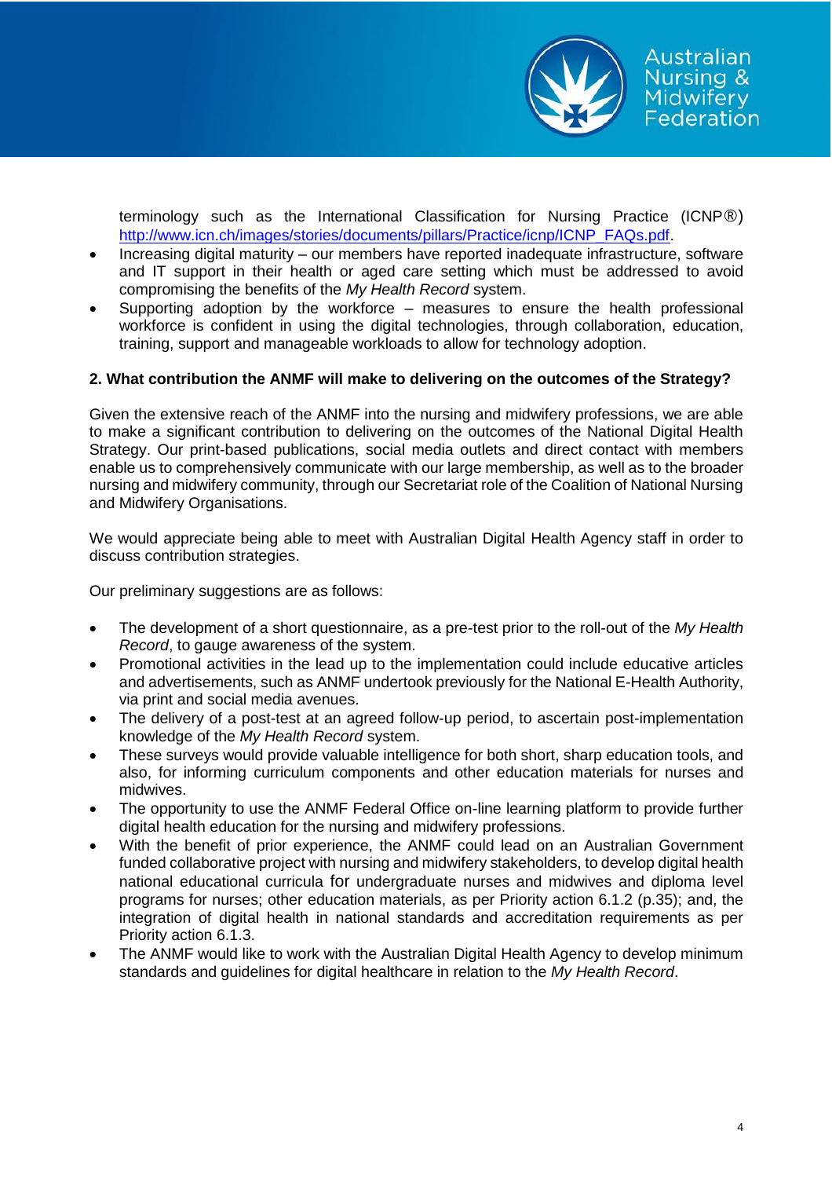terminology such as the International Classification for Nursing Practice (ICNP®) http://www.icn.ch/images/stories/documents/pillars/Practice/icnp/ICNP_FAQs.pdf.

- Increasing digital maturity – our members have reported inadequate infrastructure, software and IT support in their health or aged care setting which must be addressed to avoid compromising the benefits of the *My Health Record* system.
- Supporting adoption by the workforce – measures to ensure the health professional workforce is confident in using the digital technologies, through collaboration, education, training, support and manageable workloads to allow for technology adoption.

**2. What contribution the ANMF will make to delivering on the outcomes of the Strategy?**

Given the extensive reach of the ANMF into the nursing and midwifery professions, we are able to make a significant contribution to delivering on the outcomes of the National Digital Health Strategy. Our print-based publications, social media outlets and direct contact with members enable us to comprehensively communicate with our large membership, as well as to the broader nursing and midwifery community, through our Secretariat role of the Coalition of National Nursing and Midwifery Organisations.

We would appreciate being able to meet with Australian Digital Health Agency staff in order to discuss contribution strategies.

Our preliminary suggestions are as follows:

- The development of a short questionnaire, as a pre-test prior to the roll-out of the *My Health Record*, to gauge awareness of the system.
- Promotional activities in the lead up to the implementation could include educative articles and advertisements, such as ANMF undertook previously for the National E-Health Authority, via print and social media avenues.
- The delivery of a post-test at an agreed follow-up period, to ascertain post-implementation knowledge of the *My Health Record* system.
- These surveys would provide valuable intelligence for both short, sharp education tools, and also, for informing curriculum components and other education materials for nurses and midwives.
- The opportunity to use the ANMF Federal Office on-line learning platform to provide further digital health education for the nursing and midwifery professions.
- With the benefit of prior experience, the ANMF could lead on an Australian Government funded collaborative project with nursing and midwifery stakeholders, to develop digital health national educational curricula for undergraduate nurses and midwives and diploma level programs for nurses; other education materials, as per Priority action 6.1.2 (p.35); and, the integration of digital health in national standards and accreditation requirements as per Priority action 6.1.3.
- The ANMF would like to work with the Australian Digital Health Agency to develop minimum standards and guidelines for digital healthcare in relation to the *My Health Record*.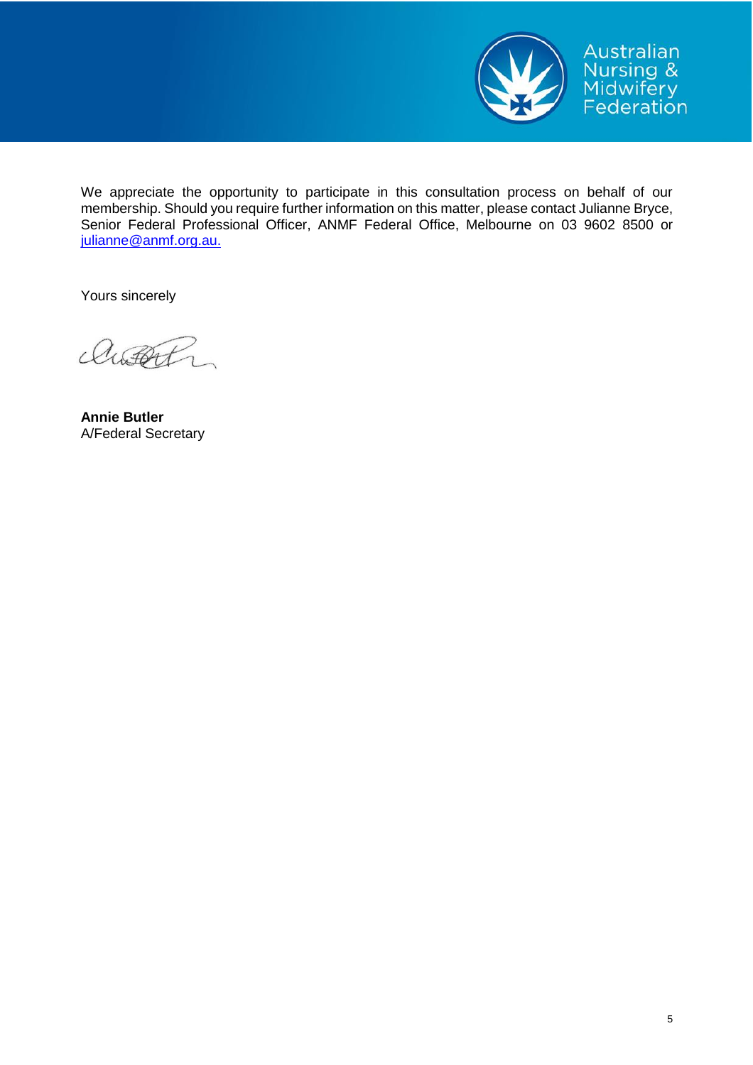We appreciate the opportunity to participate in this consultation process on behalf of our membership. Should you require further information on this matter, please contact Julianne Bryce, Senior Federal Professional Officer, ANMF Federal Office, Melbourne on 03 9602 8500 or julianne@anmf.org.au.

Yours sincerely

**Annie Butler**
A/Federal Secretary